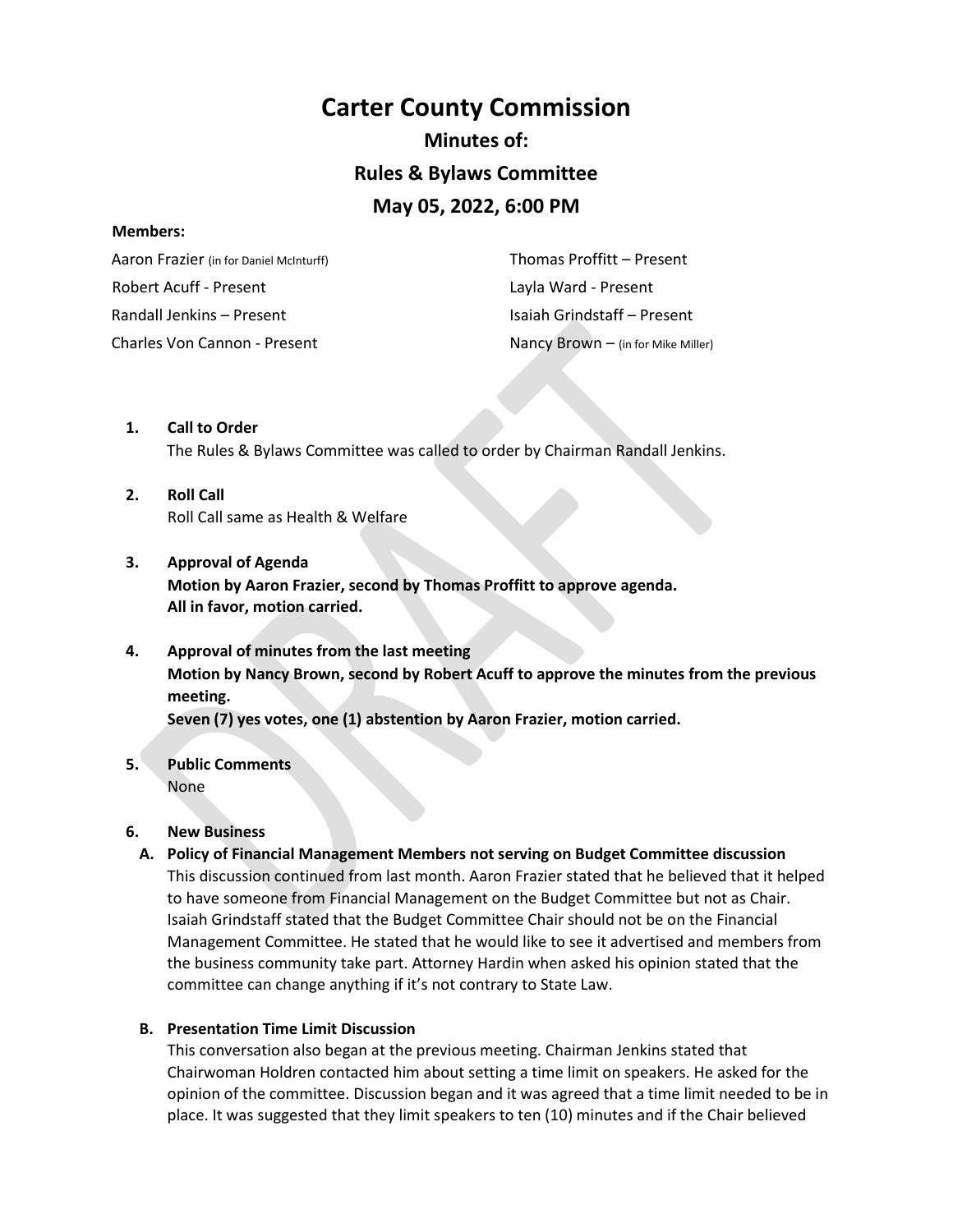# Carter County Commission

## Minutes of:

## Rules & Bylaws Committee

## May 05, 2022, 6:00 PM

**Members:**

Aaron Frazier (in for Daniel McInturff)
Robert Acuff - Present
Randall Jenkins – Present
Charles Von Cannon - Present
Thomas Proffitt – Present
Layla Ward - Present
Isaiah Grindstaff – Present
Nancy Brown – (in for Mike Miller)

1. **Call to Order**
   The Rules & Bylaws Committee was called to order by Chairman Randall Jenkins.

2. **Roll Call**
   Roll Call same as Health & Welfare

3. **Approval of Agenda**
   **Motion by Aaron Frazier, second by Thomas Proffitt to approve agenda.**
   **All in favor, motion carried.**

4. **Approval of minutes from the last meeting**
   **Motion by Nancy Brown, second by Robert Acuff to approve the minutes from the previous meeting.**
   **Seven (7) yes votes, one (1) abstention by Aaron Frazier, motion carried.**

5. **Public Comments**
   None

6. **New Business**

   **A. Policy of Financial Management Members not serving on Budget Committee discussion**
   This discussion continued from last month. Aaron Frazier stated that he believed that it helped to have someone from Financial Management on the Budget Committee but not as Chair. Isaiah Grindstaff stated that the Budget Committee Chair should not be on the Financial Management Committee. He stated that he would like to see it advertised and members from the business community take part. Attorney Hardin when asked his opinion stated that the committee can change anything if it's not contrary to State Law.

   **B. Presentation Time Limit Discussion**
   This conversation also began at the previous meeting. Chairman Jenkins stated that Chairwoman Holdren contacted him about setting a time limit on speakers. He asked for the opinion of the committee. Discussion began and it was agreed that a time limit needed to be in place. It was suggested that they limit speakers to ten (10) minutes and if the Chair believed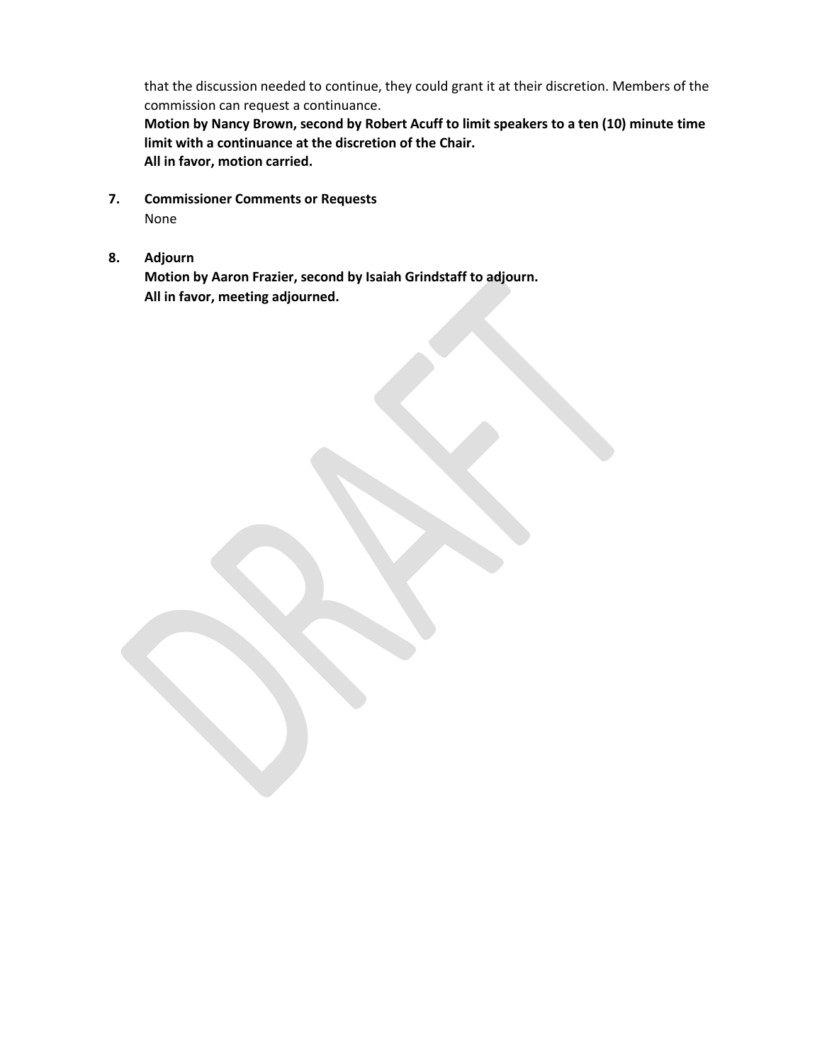that the discussion needed to continue, they could grant it at their discretion. Members of the commission can request a continuance.
**Motion by Nancy Brown, second by Robert Acuff to limit speakers to a ten (10) minute time limit with a continuance at the discretion of the Chair.**
**All in favor, motion carried.**

7. **Commissioner Comments or Requests**
   None

8. **Adjourn**
   **Motion by Aaron Frazier, second by Isaiah Grindstaff to adjourn.**
   **All in favor, meeting adjourned.**

DRAFT